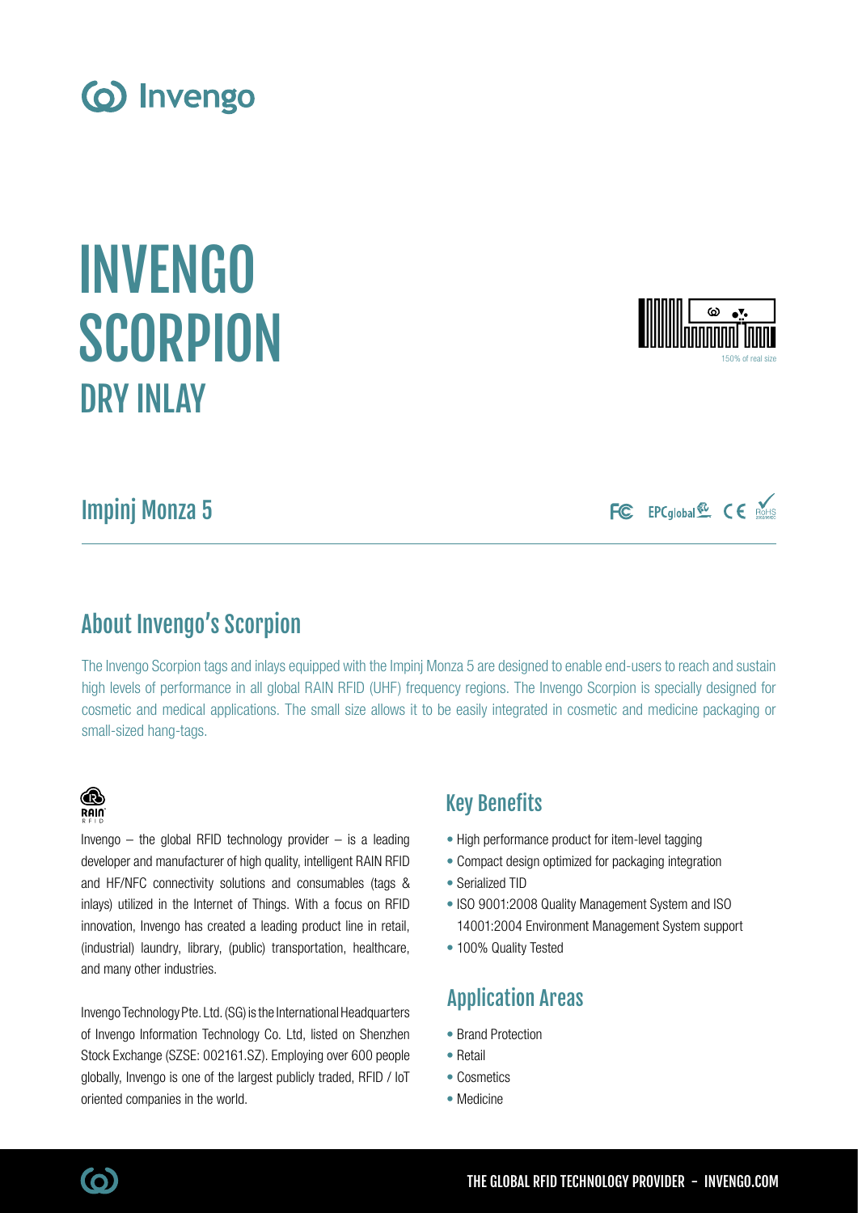# INVENGO SCORPION
## DRY INLAY

150% of real size

## Impinj Monza 5

## About Invengo's Scorpion

The Invengo Scorpion tags and inlays equipped with the Impinj Monza 5 are designed to enable end-users to reach and sustain high levels of performance in all global RAIN RFID (UHF) frequency regions. The Invengo Scorpion is specially designed for cosmetic and medical applications. The small size allows it to be easily integrated in cosmetic and medicine packaging or small-sized hang-tags.

Invengo – the global RFID technology provider – is a leading developer and manufacturer of high quality, intelligent RAIN RFID and HF/NFC connectivity solutions and consumables (tags & inlays) utilized in the Internet of Things. With a focus on RFID innovation, Invengo has created a leading product line in retail, (industrial) laundry, library, (public) transportation, healthcare, and many other industries.

Invengo Technology Pte. Ltd. (SG) is the International Headquarters of Invengo Information Technology Co. Ltd, listed on Shenzhen Stock Exchange (SZSE: 002161.SZ). Employing over 600 people globally, Invengo is one of the largest publicly traded, RFID / IoT oriented companies in the world.

## Key Benefits

- High performance product for item-level tagging
- Compact design optimized for packaging integration
- Serialized TID
- ISO 9001:2008 Quality Management System and ISO 14001:2004 Environment Management System support
- 100% Quality Tested

## Application Areas

- Brand Protection
- Retail
- Cosmetics
- Medicine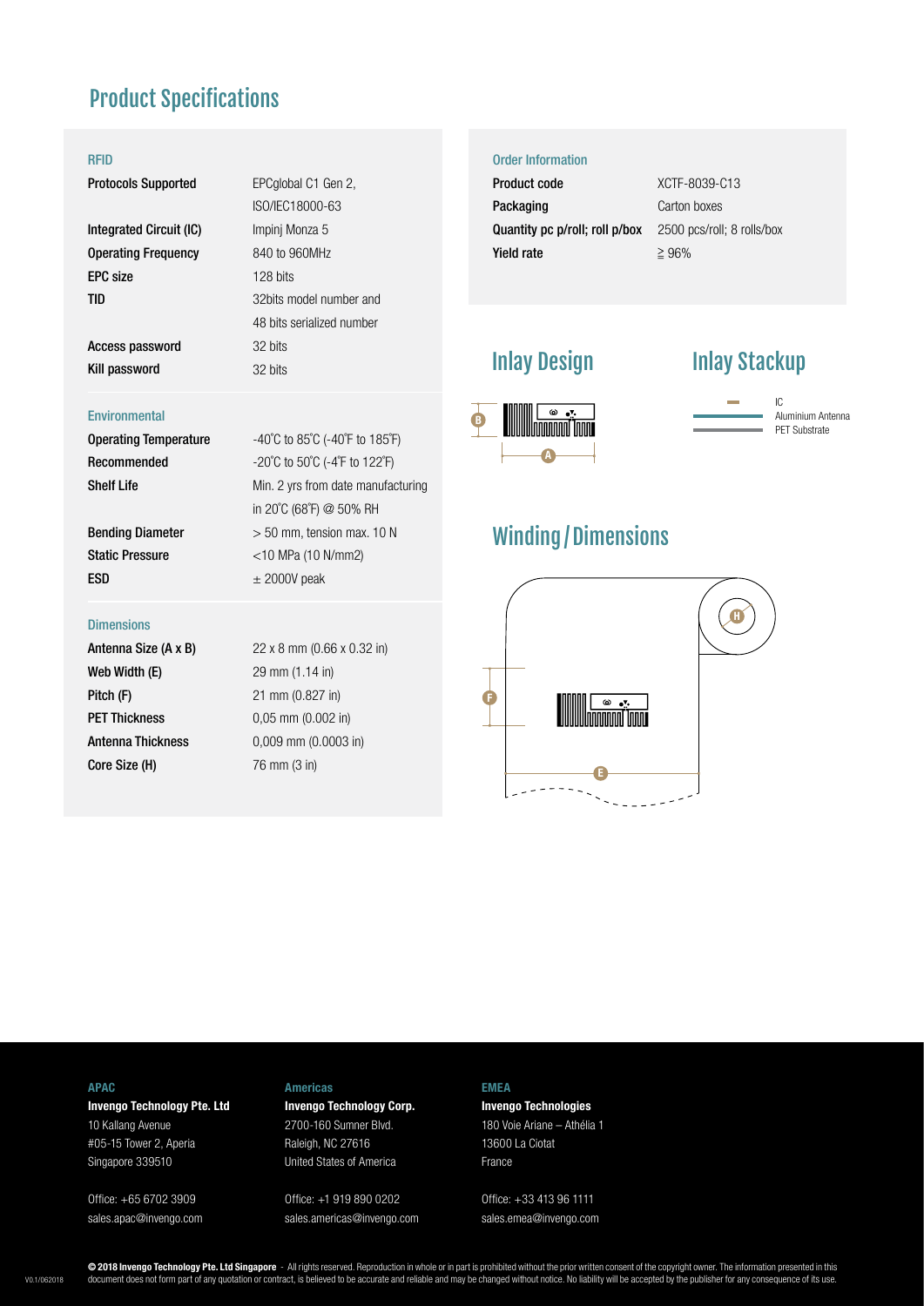# Product Specifications

### RFID

| | |
|---|---|
| **Protocols Supported** | EPCglobal C1 Gen 2, ISO/IEC18000-63 |
| **Integrated Circuit (IC)** | Impinj Monza 5 |
| **Operating Frequency** | 840 to 960MHz |
| **EPC size** | 128 bits |
| **TID** | 32bits model number and 48 bits serialized number |
| **Access password** | 32 bits |
| **Kill password** | 32 bits |

### Environmental

| | |
|---|---|
| **Operating Temperature** | -40˚C to 85˚C (-40˚F to 185˚F) |
| **Recommended** | -20˚C to 50˚C (-4˚F to 122˚F) |
| **Shelf Life** | Min. 2 yrs from date manufacturing in 20˚C (68˚F) @ 50% RH |
| **Bending Diameter** | > 50 mm, tension max. 10 N |
| **Static Pressure** | <10 MPa (10 N/mm2) |
| **ESD** | ± 2000V peak |

### Dimensions

| | |
|---|---|
| **Antenna Size (A x B)** | 22 x 8 mm (0.66 x 0.32 in) |
| **Web Width (E)** | 29 mm (1.14 in) |
| **Pitch (F)** | 21 mm (0.827 in) |
| **PET Thickness** | 0,05 mm (0.002 in) |
| **Antenna Thickness** | 0,009 mm (0.0003 in) |
| **Core Size (H)** | 76 mm (3 in) |

### Order Information

| | |
|---|---|
| **Product code** | XCTF-8039-C13 |
| **Packaging** | Carton boxes |
| **Quantity pc p/roll; roll p/box** | 2500 pcs/roll; 8 rolls/box |
| **Yield rate** | ≧ 96% |

## Inlay Design

B

A

## Inlay Stackup

IC

Aluminium Antenna

PET Substrate

## Winding / Dimensions

H

F

E

---

**APAC**

**Invengo Technology Pte. Ltd**
10 Kallang Avenue
#05-15 Tower 2, Aperia
Singapore 339510

Office: +65 6702 3909
sales.apac@invengo.com

**Americas**

**Invengo Technology Corp.**
2700-160 Sumner Blvd.
Raleigh, NC 27616
United States of America

Office: +1 919 890 0202
sales.americas@invengo.com

**EMEA**

**Invengo Technologies**
180 Voie Ariane – Athélia 1
13600 La Ciotat
France

Office: +33 413 96 1111
sales.emea@invengo.com

**© 2018 Invengo Technology Pte. Ltd Singapore** - All rights reserved. Reproduction in whole or in part is prohibited without the prior written consent of the copyright owner. The information presented in this document does not form part of any quotation or contract, is believed to be accurate and reliable and may be changed without notice. No liability will be accepted by the publisher for any consequence of its use.

V0.1/062018